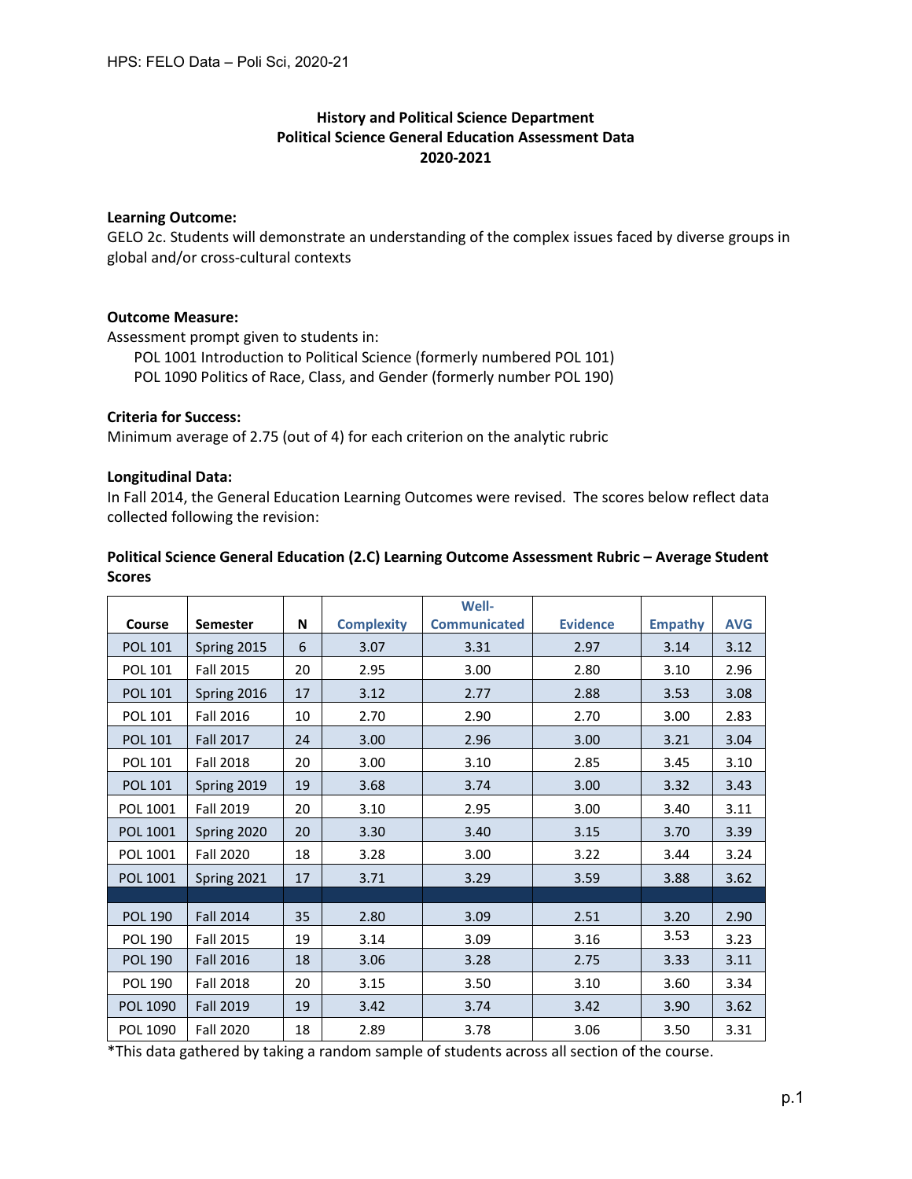**History and Political Science Department**
**Political Science General Education Assessment Data**
**2020-2021**

**Learning Outcome:**

GELO 2c. Students will demonstrate an understanding of the complex issues faced by diverse groups in global and/or cross-cultural contexts

**Outcome Measure:**

Assessment prompt given to students in:

POL 1001 Introduction to Political Science (formerly numbered POL 101)
POL 1090 Politics of Race, Class, and Gender (formerly number POL 190)

**Criteria for Success:**

Minimum average of 2.75 (out of 4) for each criterion on the analytic rubric

**Longitudinal Data:**

In Fall 2014, the General Education Learning Outcomes were revised. The scores below reflect data collected following the revision:

**Political Science General Education (2.C) Learning Outcome Assessment Rubric – Average Student Scores**

| Course | Semester | N | Complexity | Well-Communicated | Evidence | Empathy | AVG |
|---|---|---|---|---|---|---|---|
| POL 101 | Spring 2015 | 6 | 3.07 | 3.31 | 2.97 | 3.14 | 3.12 |
| POL 101 | Fall 2015 | 20 | 2.95 | 3.00 | 2.80 | 3.10 | 2.96 |
| POL 101 | Spring 2016 | 17 | 3.12 | 2.77 | 2.88 | 3.53 | 3.08 |
| POL 101 | Fall 2016 | 10 | 2.70 | 2.90 | 2.70 | 3.00 | 2.83 |
| POL 101 | Fall 2017 | 24 | 3.00 | 2.96 | 3.00 | 3.21 | 3.04 |
| POL 101 | Fall 2018 | 20 | 3.00 | 3.10 | 2.85 | 3.45 | 3.10 |
| POL 101 | Spring 2019 | 19 | 3.68 | 3.74 | 3.00 | 3.32 | 3.43 |
| POL 1001 | Fall 2019 | 20 | 3.10 | 2.95 | 3.00 | 3.40 | 3.11 |
| POL 1001 | Spring 2020 | 20 | 3.30 | 3.40 | 3.15 | 3.70 | 3.39 |
| POL 1001 | Fall 2020 | 18 | 3.28 | 3.00 | 3.22 | 3.44 | 3.24 |
| POL 1001 | Spring 2021 | 17 | 3.71 | 3.29 | 3.59 | 3.88 | 3.62 |
| | | | | | | | |
| POL 190 | Fall 2014 | 35 | 2.80 | 3.09 | 2.51 | 3.20 | 2.90 |
| POL 190 | Fall 2015 | 19 | 3.14 | 3.09 | 3.16 | 3.53 | 3.23 |
| POL 190 | Fall 2016 | 18 | 3.06 | 3.28 | 2.75 | 3.33 | 3.11 |
| POL 190 | Fall 2018 | 20 | 3.15 | 3.50 | 3.10 | 3.60 | 3.34 |
| POL 1090 | Fall 2019 | 19 | 3.42 | 3.74 | 3.42 | 3.90 | 3.62 |
| POL 1090 | Fall 2020 | 18 | 2.89 | 3.78 | 3.06 | 3.50 | 3.31 |

*This data gathered by taking a random sample of students across all section of the course.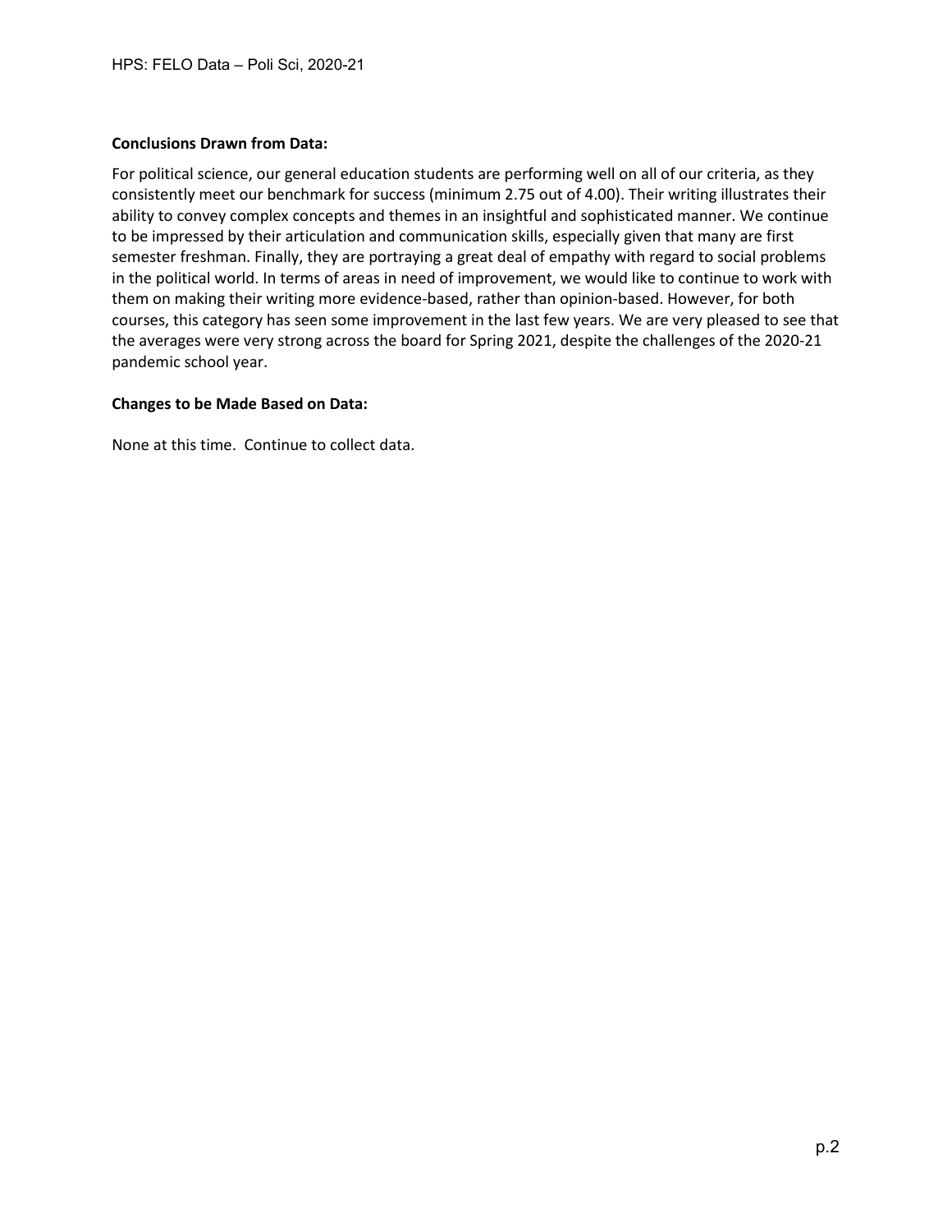**Conclusions Drawn from Data:**

For political science, our general education students are performing well on all of our criteria, as they consistently meet our benchmark for success (minimum 2.75 out of 4.00). Their writing illustrates their ability to convey complex concepts and themes in an insightful and sophisticated manner. We continue to be impressed by their articulation and communication skills, especially given that many are first semester freshman. Finally, they are portraying a great deal of empathy with regard to social problems in the political world. In terms of areas in need of improvement, we would like to continue to work with them on making their writing more evidence-based, rather than opinion-based. However, for both courses, this category has seen some improvement in the last few years. We are very pleased to see that the averages were very strong across the board for Spring 2021, despite the challenges of the 2020-21 pandemic school year.

**Changes to be Made Based on Data:**

None at this time. Continue to collect data.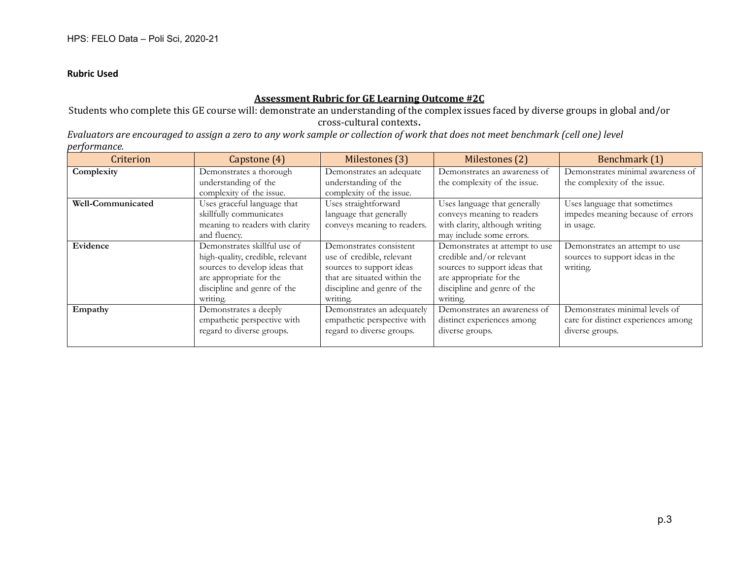**Rubric Used**

## Assessment Rubric for GE Learning Outcome #2C

Students who complete this GE course will: demonstrate an understanding of the complex issues faced by diverse groups in global and/or cross-cultural contexts.

*Evaluators are encouraged to assign a zero to any work sample or collection of work that does not meet benchmark (cell one) level performance.*

| Criterion | Capstone (4) | Milestones (3) | Milestones (2) | Benchmark (1) |
|---|---|---|---|---|
| **Complexity** | Demonstrates a thorough understanding of the complexity of the issue. | Demonstrates an adequate understanding of the complexity of the issue. | Demonstrates an awareness of the complexity of the issue. | Demonstrates minimal awareness of the complexity of the issue. |
| **Well-Communicated** | Uses graceful language that skillfully communicates meaning to readers with clarity and fluency. | Uses straightforward language that generally conveys meaning to readers. | Uses language that generally conveys meaning to readers with clarity, although writing may include some errors. | Uses language that sometimes impedes meaning because of errors in usage. |
| **Evidence** | Demonstrates skillful use of high-quality, credible, relevant sources to develop ideas that are appropriate for the discipline and genre of the writing. | Demonstrates consistent use of credible, relevant sources to support ideas that are situated within the discipline and genre of the writing. | Demonstrates at attempt to use credible and/or relevant sources to support ideas that are appropriate for the discipline and genre of the writing. | Demonstrates an attempt to use sources to support ideas in the writing. |
| **Empathy** | Demonstrates a deeply empathetic perspective with regard to diverse groups. | Demonstrates an adequately empathetic perspective with regard to diverse groups. | Demonstrates an awareness of distinct experiences among diverse groups. | Demonstrates minimal levels of care for distinct experiences among diverse groups. |